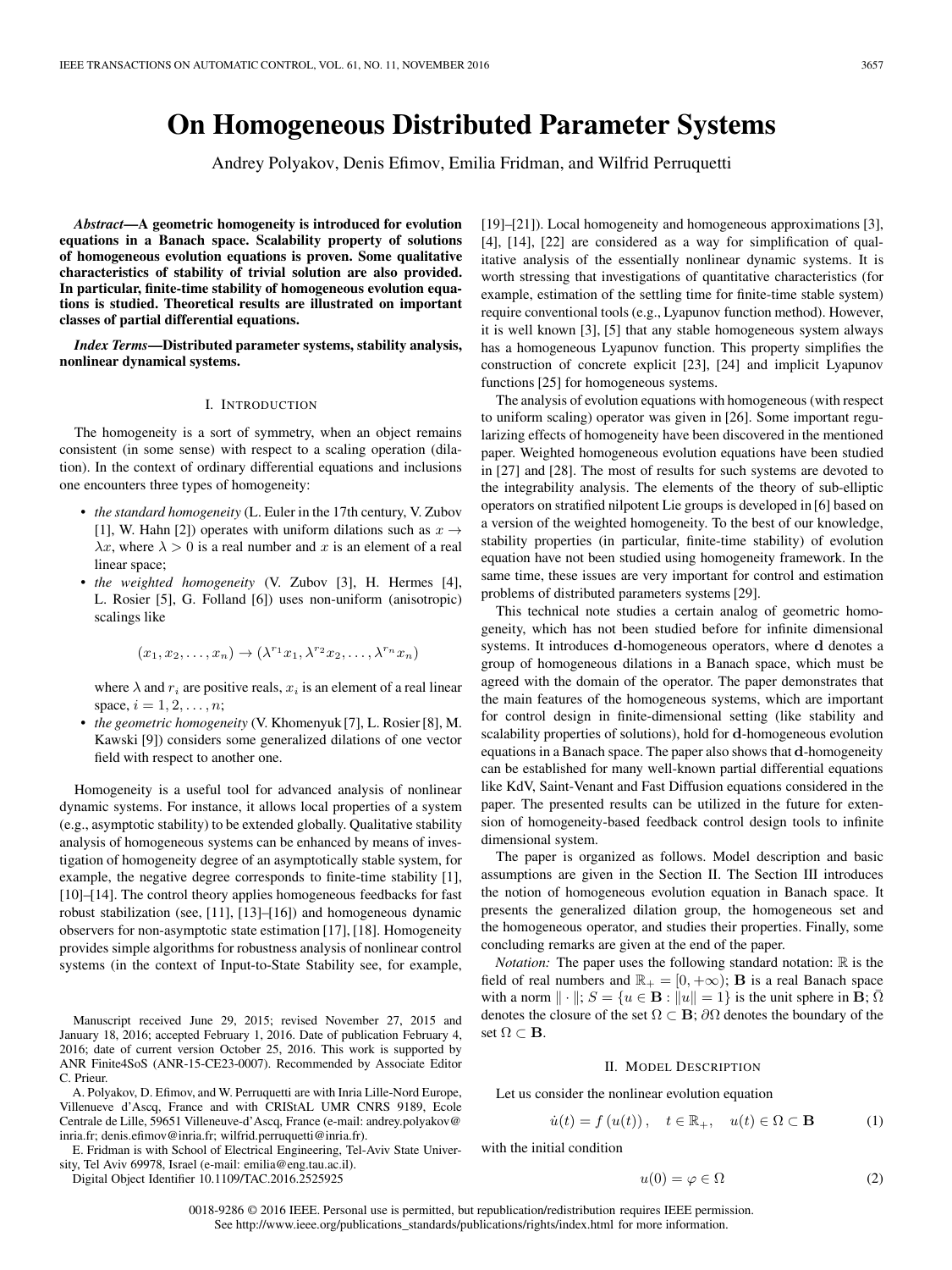# On Homogeneous Distributed Parameter Systems

Andrey Polyakov, Denis Efimov, Emilia Fridman, and Wilfrid Perruquetti

***Abstract*—A geometric homogeneity is introduced for evolution equations in a Banach space. Scalability property of solutions of homogeneous evolution equations is proven. Some qualitative characteristics of stability of trivial solution are also provided. In particular, finite-time stability of homogeneous evolution equations is studied. Theoretical results are illustrated on important classes of partial differential equations.**

***Index Terms*—Distributed parameter systems, stability analysis, nonlinear dynamical systems.**

## I. Introduction

The homogeneity is a sort of symmetry, when an object remains consistent (in some sense) with respect to a scaling operation (dilation). In the context of ordinary differential equations and inclusions one encounters three types of homogeneity:

- *the standard homogeneity* (L. Euler in the 17th century, V. Zubov [1], W. Hahn [2]) operates with uniform dilations such as $x \to \lambda x$, where $\lambda > 0$ is a real number and $x$ is an element of a real linear space;
- *the weighted homogeneity* (V. Zubov [3], H. Hermes [4], L. Rosier [5], G. Folland [6]) uses non-uniform (anisotropic) scalings like

$$(x_1, x_2, \ldots, x_n) \to (\lambda^{r_1} x_1, \lambda^{r_2} x_2, \ldots, \lambda^{r_n} x_n)$$

where $\lambda$ and $r_i$ are positive reals, $x_i$ is an element of a real linear space, $i = 1, 2, \ldots, n$;
- *the geometric homogeneity* (V. Khomenyuk [7], L. Rosier [8], M. Kawski [9]) considers some generalized dilations of one vector field with respect to another one.

Homogeneity is a useful tool for advanced analysis of nonlinear dynamic systems. For instance, it allows local properties of a system (e.g., asymptotic stability) to be extended globally. Qualitative stability analysis of homogeneous systems can be enhanced by means of investigation of homogeneity degree of an asymptotically stable system, for example, the negative degree corresponds to finite-time stability [1], [10]–[14]. The control theory applies homogeneous feedbacks for fast robust stabilization (see, [11], [13]–[16]) and homogeneous dynamic observers for non-asymptotic state estimation [17], [18]. Homogeneity provides simple algorithms for robustness analysis of nonlinear control systems (in the context of Input-to-State Stability see, for example, [19]–[21]). Local homogeneity and homogeneous approximations [3], [4], [14], [22] are considered as a way for simplification of qualitative analysis of the essentially nonlinear dynamic systems. It is worth stressing that investigations of quantitative characteristics (for example, estimation of the settling time for finite-time stable system) require conventional tools (e.g., Lyapunov function method). However, it is well known [3], [5] that any stable homogeneous system always has a homogeneous Lyapunov function. This property simplifies the construction of concrete explicit [23], [24] and implicit Lyapunov functions [25] for homogeneous systems.

The analysis of evolution equations with homogeneous (with respect to uniform scaling) operator was given in [26]. Some important regularizing effects of homogeneity have been discovered in the mentioned paper. Weighted homogeneous evolution equations have been studied in [27] and [28]. The most of results for such systems are devoted to the integrability analysis. The elements of the theory of sub-elliptic operators on stratified nilpotent Lie groups is developed in [6] based on a version of the weighted homogeneity. To the best of our knowledge, stability properties (in particular, finite-time stability) of evolution equation have not been studied using homogeneity framework. In the same time, these issues are very important for control and estimation problems of distributed parameters systems [29].

This technical note studies a certain analog of geometric homogeneity, which has not been studied before for infinite dimensional systems. It introduces $\mathbf{d}$-homogeneous operators, where $\mathbf{d}$ denotes a group of homogeneous dilations in a Banach space, which must be agreed with the domain of the operator. The paper demonstrates that the main features of the homogeneous systems, which are important for control design in finite-dimensional setting (like stability and scalability properties of solutions), hold for $\mathbf{d}$-homogeneous evolution equations in a Banach space. The paper also shows that $\mathbf{d}$-homogeneity can be established for many well-known partial differential equations like KdV, Saint-Venant and Fast Diffusion equations considered in the paper. The presented results can be utilized in the future for extension of homogeneity-based feedback control design tools to infinite dimensional system.

The paper is organized as follows. Model description and basic assumptions are given in the Section II. The Section III introduces the notion of homogeneous evolution equation in Banach space. It presents the generalized dilation group, the homogeneous set and the homogeneous operator, and studies their properties. Finally, some concluding remarks are given at the end of the paper.

*Notation:* The paper uses the following standard notation: $\mathbb{R}$ is the field of real numbers and $\mathbb{R}_+ = [0, +\infty)$; $\mathbf{B}$ is a real Banach space with a norm $\|\cdot\|$; $S = \{u \in \mathbf{B} : \|u\| = 1\}$ is the unit sphere in $\mathbf{B}$; $\bar{\Omega}$ denotes the closure of the set $\Omega \subset \mathbf{B}$; $\partial\Omega$ denotes the boundary of the set $\Omega \subset \mathbf{B}$.

## II. Model Description

Let us consider the nonlinear evolution equation

$$\dot{u}(t) = f(u(t)), \quad t \in \mathbb{R}_+, \quad u(t) \in \Omega \subset \mathbf{B} \tag{1}$$

with the initial condition

$$u(0) = \varphi \in \Omega \tag{2}$$

Manuscript received June 29, 2015; revised November 27, 2015 and January 18, 2016; accepted February 1, 2016. Date of publication February 4, 2016; date of current version October 25, 2016. This work is supported by ANR Finite4SoS (ANR-15-CE23-0007). Recommended by Associate Editor C. Prieur.

A. Polyakov, D. Efimov, and W. Perruquetti are with Inria Lille-Nord Europe, Villenueve d'Ascq, France and with CRIStAL UMR CNRS 9189, Ecole Centrale de Lille, 59651 Villeneuve-d'Ascq, France (e-mail: andrey.polyakov@inria.fr; denis.efimov@inria.fr; wilfrid.perruquetti@inria.fr).

E. Fridman is with School of Electrical Engineering, Tel-Aviv State University, Tel Aviv 69978, Israel (e-mail: emilia@eng.tau.ac.il).

Digital Object Identifier 10.1109/TAC.2016.2525925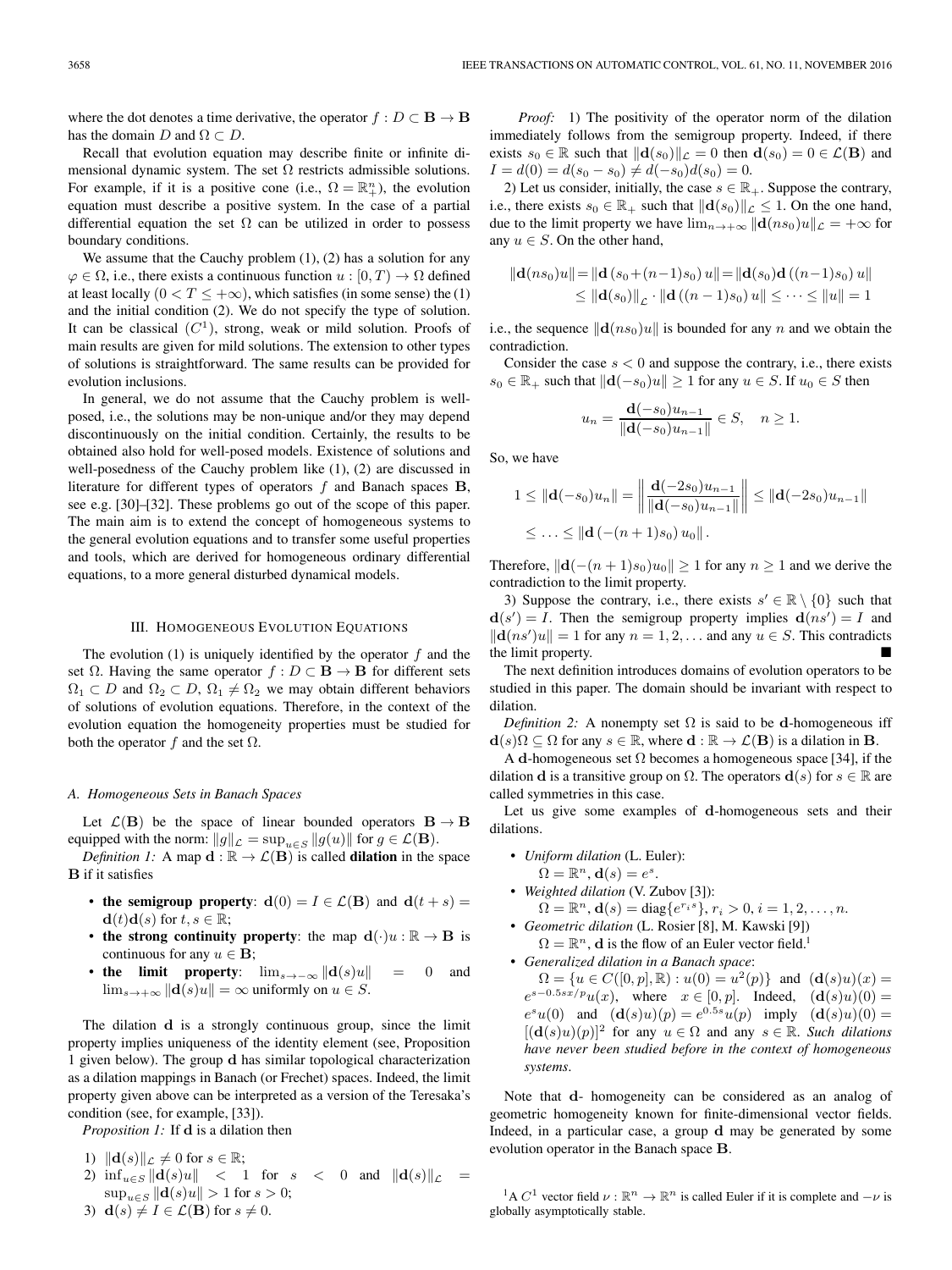where the dot denotes a time derivative, the operator $f : D \subset \mathbf{B} \to \mathbf{B}$ has the domain $D$ and $\Omega \subset D$.

Recall that evolution equation may describe finite or infinite dimensional dynamic system. The set $\Omega$ restricts admissible solutions. For example, if it is a positive cone (i.e., $\Omega = \mathbb{R}^n_+$), the evolution equation must describe a positive system. In the case of a partial differential equation the set $\Omega$ can be utilized in order to possess boundary conditions.

We assume that the Cauchy problem (1), (2) has a solution for any $\varphi \in \Omega$, i.e., there exists a continuous function $u : [0, T) \to \Omega$ defined at least locally $(0 < T \leq +\infty)$, which satisfies (in some sense) the (1) and the initial condition (2). We do not specify the type of solution. It can be classical $(C^1)$, strong, weak or mild solution. Proofs of main results are given for mild solutions. The extension to other types of solutions is straightforward. The same results can be provided for evolution inclusions.

In general, we do not assume that the Cauchy problem is well-posed, i.e., the solutions may be non-unique and/or they may depend discontinuously on the initial condition. Certainly, the results to be obtained also hold for well-posed models. Existence of solutions and well-posedness of the Cauchy problem like (1), (2) are discussed in literature for different types of operators $f$ and Banach spaces $\mathbf{B}$, see e.g. [30]–[32]. These problems go out of the scope of this paper. The main aim is to extend the concept of homogeneous systems to the general evolution equations and to transfer some useful properties and tools, which are derived for homogeneous ordinary differential equations, to a more general disturbed dynamical models.

## III. Homogeneous Evolution Equations

The evolution (1) is uniquely identified by the operator $f$ and the set $\Omega$. Having the same operator $f : D \subset \mathbf{B} \to \mathbf{B}$ for different sets $\Omega_1 \subset D$ and $\Omega_2 \subset D$, $\Omega_1 \neq \Omega_2$ we may obtain different behaviors of solutions of evolution equations. Therefore, in the context of the evolution equation the homogeneity properties must be studied for both the operator $f$ and the set $\Omega$.

### A. Homogeneous Sets in Banach Spaces

Let $\mathcal{L}(\mathbf{B})$ be the space of linear bounded operators $\mathbf{B} \to \mathbf{B}$ equipped with the norm: $\|g\|_{\mathcal{L}} = \sup_{u \in S} \|g(u)\|$ for $g \in \mathcal{L}(\mathbf{B})$.

*Definition 1:* A map $\mathbf{d} : \mathbb{R} \to \mathcal{L}(\mathbf{B})$ is called **dilation** in the space $\mathbf{B}$ if it satisfies

- **the semigroup property**: $\mathbf{d}(0) = I \in \mathcal{L}(\mathbf{B})$ and $\mathbf{d}(t+s) = \mathbf{d}(t)\mathbf{d}(s)$ for $t, s \in \mathbb{R}$;
- **the strong continuity property**: the map $\mathbf{d}(\cdot)u : \mathbb{R} \to \mathbf{B}$ is continuous for any $u \in \mathbf{B}$;
- **the limit property**: $\lim_{s \to -\infty} \|\mathbf{d}(s)u\| = 0$ and $\lim_{s \to +\infty} \|\mathbf{d}(s)u\| = \infty$ uniformly on $u \in S$.

The dilation $\mathbf{d}$ is a strongly continuous group, since the limit property implies uniqueness of the identity element (see, Proposition 1 given below). The group $\mathbf{d}$ has similar topological characterization as a dilation mappings in Banach (or Frechet) spaces. Indeed, the limit property given above can be interpreted as a version of the Teresaka's condition (see, for example, [33]).

*Proposition 1:* If $\mathbf{d}$ is a dilation then

1) $\|\mathbf{d}(s)\|_{\mathcal{L}} \neq 0$ for $s \in \mathbb{R}$;
2) $\inf_{u \in S} \|\mathbf{d}(s)u\| < 1$ for $s < 0$ and $\|\mathbf{d}(s)\|_{\mathcal{L}} = \sup_{u \in S} \|\mathbf{d}(s)u\| > 1$ for $s > 0$;
3) $\mathbf{d}(s) \neq I \in \mathcal{L}(\mathbf{B})$ for $s \neq 0$.

*Proof:* 1) The positivity of the operator norm of the dilation immediately follows from the semigroup property. Indeed, if there exists $s_0 \in \mathbb{R}$ such that $\|\mathbf{d}(s_0)\|_{\mathcal{L}} = 0$ then $\mathbf{d}(s_0) = 0 \in \mathcal{L}(\mathbf{B})$ and $I = d(0) = d(s_0 - s_0) \neq d(-s_0)d(s_0) = 0$.

2) Let us consider, initially, the case $s \in \mathbb{R}_+$. Suppose the contrary, i.e., there exists $s_0 \in \mathbb{R}_+$ such that $\|\mathbf{d}(s_0)\|_{\mathcal{L}} \leq 1$. On the one hand, due to the limit property we have $\lim_{n \to +\infty} \|\mathbf{d}(ns_0)u\|_{\mathcal{L}} = +\infty$ for any $u \in S$. On the other hand,

$$\begin{aligned}\|\mathbf{d}(ns_0)u\| &= \|\mathbf{d}\left(s_0 + (n-1)s_0\right)u\| = \|\mathbf{d}(s_0)\mathbf{d}\left((n-1)s_0\right)u\| \\ &\leq \|\mathbf{d}(s_0)\|_{\mathcal{L}} \cdot \|\mathbf{d}\left((n-1)s_0\right)u\| \leq \cdots \leq \|u\| = 1\end{aligned}$$

i.e., the sequence $\|\mathbf{d}(ns_0)u\|$ is bounded for any $n$ and we obtain the contradiction.

Consider the case $s < 0$ and suppose the contrary, i.e., there exists $s_0 \in \mathbb{R}_+$ such that $\|\mathbf{d}(-s_0)u\| \geq 1$ for any $u \in S$. If $u_0 \in S$ then

$$u_n = \frac{\mathbf{d}(-s_0)u_{n-1}}{\|\mathbf{d}(-s_0)u_{n-1}\|} \in S, \quad n \geq 1.$$

So, we have

$$\begin{aligned}1 &\leq \|\mathbf{d}(-s_0)u_n\| = \left\|\frac{\mathbf{d}(-2s_0)u_{n-1}}{\|\mathbf{d}(-s_0)u_{n-1}\|}\right\| \leq \|\mathbf{d}(-2s_0)u_{n-1}\| \\ &\leq \ldots \leq \|\mathbf{d}\left(-(n+1)s_0\right)u_0\|.\end{aligned}$$

Therefore, $\|\mathbf{d}(-(n+1)s_0)u_0\| \geq 1$ for any $n \geq 1$ and we derive the contradiction to the limit property.

3) Suppose the contrary, i.e., there exists $s' \in \mathbb{R} \setminus \{0\}$ such that $\mathbf{d}(s') = I$. Then the semigroup property implies $\mathbf{d}(ns') = I$ and $\|\mathbf{d}(ns')u\| = 1$ for any $n = 1, 2, \ldots$ and any $u \in S$. This contradicts the limit property. ■

The next definition introduces domains of evolution operators to be studied in this paper. The domain should be invariant with respect to dilation.

*Definition 2:* A nonempty set $\Omega$ is said to be $\mathbf{d}$-homogeneous iff $\mathbf{d}(s)\Omega \subseteq \Omega$ for any $s \in \mathbb{R}$, where $\mathbf{d} : \mathbb{R} \to \mathcal{L}(\mathbf{B})$ is a dilation in $\mathbf{B}$.

A $\mathbf{d}$-homogeneous set $\Omega$ becomes a homogeneous space [34], if the dilation $\mathbf{d}$ is a transitive group on $\Omega$. The operators $\mathbf{d}(s)$ for $s \in \mathbb{R}$ are called symmetries in this case.

Let us give some examples of $\mathbf{d}$-homogeneous sets and their dilations.

- *Uniform dilation* (L. Euler):
  $\Omega = \mathbb{R}^n$, $\mathbf{d}(s) = e^s$.
- *Weighted dilation* (V. Zubov [3]):
  $\Omega = \mathbb{R}^n$, $\mathbf{d}(s) = \mathrm{diag}\{e^{r_i s}\}$, $r_i > 0$, $i = 1, 2, \ldots, n$.
- *Geometric dilation* (L. Rosier [8], M. Kawski [9])
  $\Omega = \mathbb{R}^n$, $\mathbf{d}$ is the flow of an Euler vector field.[1]
- *Generalized dilation in a Banach space*:
  $\Omega = \{u \in C([0,p], \mathbb{R}) : u(0) = u^2(p)\}$ and $(\mathbf{d}(s)u)(x) = e^{s - 0.5sx/p}u(x)$, where $x \in [0,p]$. Indeed, $(\mathbf{d}(s)u)(0) = e^s u(0)$ and $(\mathbf{d}(s)u)(p) = e^{0.5s}u(p)$ imply $(\mathbf{d}(s)u)(0) = [(\mathbf{d}(s)u)(p)]^2$ for any $u \in \Omega$ and any $s \in \mathbb{R}$. *Such dilations have never been studied before in the context of homogeneous systems.*

Note that $\mathbf{d}$- homogeneity can be considered as an analog of geometric homogeneity known for finite-dimensional vector fields. Indeed, in a particular case, a group $\mathbf{d}$ may be generated by some evolution operator in the Banach space $\mathbf{B}$.

[1] A $C^1$ vector field $\nu : \mathbb{R}^n \to \mathbb{R}^n$ is called Euler if it is complete and $-\nu$ is globally asymptotically stable.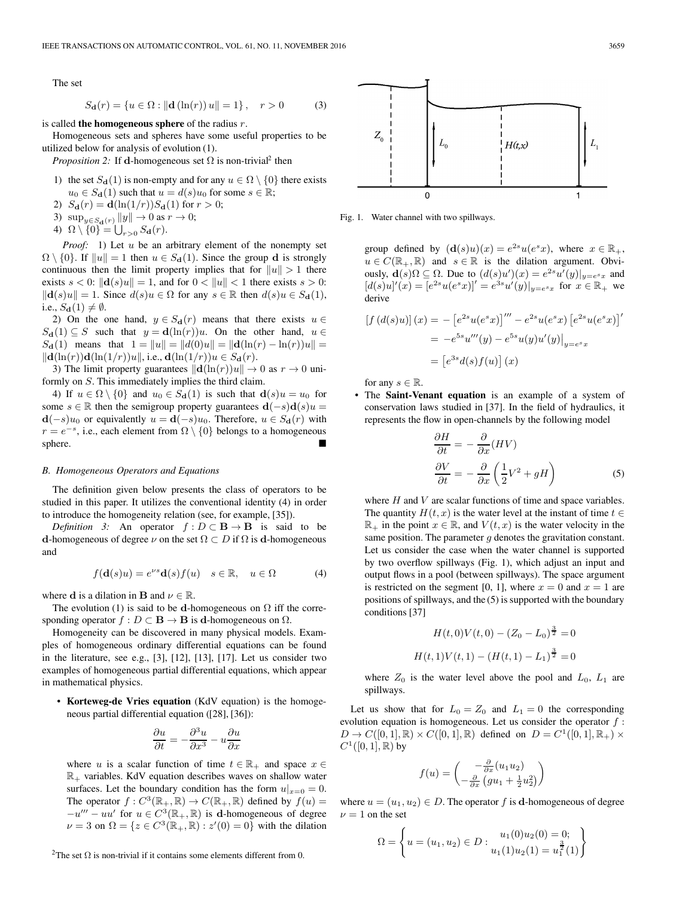The set

$$S_{\mathbf{d}}(r) = \{u \in \Omega : \|\mathbf{d}(\ln(r))\, u\| = 1\}, \quad r > 0 \tag{3}$$

is called **the homogeneous sphere** of the radius $r$.

Homogeneous sets and spheres have some useful properties to be utilized below for analysis of evolution (1).

*Proposition 2:* If $\mathbf{d}$-homogeneous set $\Omega$ is non-trivial[2] then

1) the set $S_{\mathbf{d}}(1)$ is non-empty and for any $u \in \Omega \setminus \{0\}$ there exists $u_0 \in S_{\mathbf{d}}(1)$ such that $u = d(s)u_0$ for some $s \in \mathbb{R}$;
2) $S_{\mathbf{d}}(r) = \mathbf{d}(\ln(1/r))S_{\mathbf{d}}(1)$ for $r > 0$;
3) $\sup_{y \in S_{\mathbf{d}}(r)} \|y\| \to 0$ as $r \to 0$;
4) $\Omega \setminus \{0\} = \bigcup_{r>0} S_{\mathbf{d}}(r)$.

*Proof:* 1) Let $u$ be an arbitrary element of the nonempty set $\Omega \setminus \{0\}$. If $\|u\| = 1$ then $u \in S_{\mathbf{d}}(1)$. Since the group $\mathbf{d}$ is strongly continuous then the limit property implies that for $\|u\| > 1$ there exists $s < 0$: $\|\mathbf{d}(s)u\| = 1$, and for $0 < \|u\| < 1$ there exists $s > 0$: $\|\mathbf{d}(s)u\| = 1$. Since $d(s)u \in \Omega$ for any $s \in \mathbb{R}$ then $d(s)u \in S_{\mathbf{d}}(1)$, i.e., $S_{\mathbf{d}}(1) \neq \emptyset$.

2) On the one hand, $y \in S_{\mathbf{d}}(r)$ means that there exists $u \in S_{\mathbf{d}}(1) \subseteq S$ such that $y = \mathbf{d}(\ln(r))u$. On the other hand, $u \in S_{\mathbf{d}}(1)$ means that $1 = \|u\| = \|d(0)u\| = \|\mathbf{d}(\ln(r) - \ln(r))u\| = \|\mathbf{d}(\ln(r))\mathbf{d}(\ln(1/r))u\|$, i.e., $\mathbf{d}(\ln(1/r))u \in S_{\mathbf{d}}(r)$.

3) The limit property guarantees $\|\mathbf{d}(\ln(r))u\| \to 0$ as $r \to 0$ uniformly on $S$. This immediately implies the third claim.

4) If $u \in \Omega \setminus \{0\}$ and $u_0 \in S_{\mathbf{d}}(1)$ is such that $\mathbf{d}(s)u = u_0$ for some $s \in \mathbb{R}$ then the semigroup property guarantees $\mathbf{d}(-s)\mathbf{d}(s)u = \mathbf{d}(-s)u_0$ or equivalently $u = \mathbf{d}(-s)u_0$. Therefore, $u \in S_{\mathbf{d}}(r)$ with $r = e^{-s}$, i.e., each element from $\Omega \setminus \{0\}$ belongs to a homogeneous sphere. ∎

### B. Homogeneous Operators and Equations

The definition given below presents the class of operators to be studied in this paper. It utilizes the conventional identity (4) in order to introduce the homogeneity relation (see, for example, [35]).

*Definition 3:* An operator $f : D \subset \mathbf{B} \to \mathbf{B}$ is said to be $\mathbf{d}$-homogeneous of degree $\nu$ on the set $\Omega \subset D$ if $\Omega$ is $\mathbf{d}$-homogeneous and

$$f(\mathbf{d}(s)u) = e^{\nu s}\mathbf{d}(s)f(u) \quad s \in \mathbb{R}, \quad u \in \Omega \tag{4}$$

where $\mathbf{d}$ is a dilation in $\mathbf{B}$ and $\nu \in \mathbb{R}$.

The evolution (1) is said to be $\mathbf{d}$-homogeneous on $\Omega$ iff the corresponding operator $f : D \subset \mathbf{B} \to \mathbf{B}$ is $\mathbf{d}$-homogeneous on $\Omega$.

Homogeneity can be discovered in many physical models. Examples of homogeneous ordinary differential equations can be found in the literature, see e.g., [3], [12], [13], [17]. Let us consider two examples of homogeneous partial differential equations, which appear in mathematical physics.

- **Korteweg-de Vries equation** (KdV equation) is the homogeneous partial differential equation ([28], [36]):

$$\frac{\partial u}{\partial t} = -\frac{\partial^3 u}{\partial x^3} - u\frac{\partial u}{\partial x}$$

where $u$ is a scalar function of time $t \in \mathbb{R}_+$ and space $x \in \mathbb{R}_+$ variables. KdV equation describes waves on shallow water surfaces. Let the boundary condition has the form $u|_{x=0} = 0$. The operator $f : C^3(\mathbb{R}_+, \mathbb{R}) \to C(\mathbb{R}_+, \mathbb{R})$ defined by $f(u) = -u''' - uu'$ for $u \in C^3(\mathbb{R}_+, \mathbb{R})$ is $\mathbf{d}$-homogeneous of degree $\nu = 3$ on $\Omega = \{z \in C^3(\mathbb{R}_+, \mathbb{R}) : z'(0) = 0\}$ with the dilation group defined by $(\mathbf{d}(s)u)(x) = e^{2s}u(e^s x)$, where $x \in \mathbb{R}_+$, $u \in C(\mathbb{R}_+, \mathbb{R})$ and $s \in \mathbb{R}$ is the dilation argument. Obviously, $\mathbf{d}(s)\Omega \subseteq \Omega$. Due to $(d(s)u')(x) = e^{2s}u'(y)|_{y=e^s x}$ and $[d(s)u]'(x) = [e^{2s}u(e^s x)]' = e^{3s}u'(y)|_{y=e^s x}$ for $x \in \mathbb{R}_+$ we derive

$$\begin{aligned}
[f(d(s)u)](x) &= -\left[e^{2s}u(e^s x)\right]''' - e^{2s}u(e^s x)\left[e^{2s}u(e^s x)\right]' \\
&= -e^{5s}u'''(y) - e^{5s}u(y)u'(y)\big|_{y=e^s x} \\
&= \left[e^{3s}d(s)f(u)\right](x)
\end{aligned}$$

for any $s \in \mathbb{R}$.

- The **Saint-Venant equation** is an example of a system of conservation laws studied in [37]. In the field of hydraulics, it represents the flow in open-channels by the following model

$$\begin{aligned}
\frac{\partial H}{\partial t} &= -\frac{\partial}{\partial x}(HV) \\
\frac{\partial V}{\partial t} &= -\frac{\partial}{\partial x}\left(\frac{1}{2}V^2 + gH\right)
\end{aligned} \tag{5}$$

where $H$ and $V$ are scalar functions of time and space variables. The quantity $H(t, x)$ is the water level at the instant of time $t \in \mathbb{R}_+$ in the point $x \in \mathbb{R}$, and $V(t, x)$ is the water velocity in the same position. The parameter $g$ denotes the gravitation constant. Let us consider the case when the water channel is supported by two overflow spillways (Fig. 1), which adjust an input and output flows in a pool (between spillways). The space argument is restricted on the segment [0, 1], where $x = 0$ and $x = 1$ are positions of spillways, and the (5) is supported with the boundary conditions [37]

$$H(t, 0)V(t, 0) - (Z_0 - L_0)^{\frac{3}{2}} = 0$$

$$H(t, 1)V(t, 1) - (H(t, 1) - L_1)^{\frac{3}{2}} = 0$$

where $Z_0$ is the water level above the pool and $L_0$, $L_1$ are spillways.

Fig. 1. Water channel with two spillways.

Let us show that for $L_0 = Z_0$ and $L_1 = 0$ the corresponding evolution equation is homogeneous. Let us consider the operator $f : D \to C([0, 1], \mathbb{R}) \times C([0, 1], \mathbb{R})$ defined on $D = C^1([0, 1], \mathbb{R}_+) \times C^1([0, 1], \mathbb{R})$ by

$$f(u) = \begin{pmatrix} -\frac{\partial}{\partial x}(u_1 u_2) \\ -\frac{\partial}{\partial x}\left(gu_1 + \frac{1}{2}u_2^2\right) \end{pmatrix}$$

where $u = (u_1, u_2) \in D$. The operator $f$ is $\mathbf{d}$-homogeneous of degree $\nu = 1$ on the set

$$\Omega = \left\{ u = (u_1, u_2) \in D : \begin{array}{c} u_1(0)u_2(0) = 0; \\ u_1(1)u_2(1) = u_1^{\frac{3}{2}}(1) \end{array} \right\}$$

[2] The set $\Omega$ is non-trivial if it contains some elements different from 0.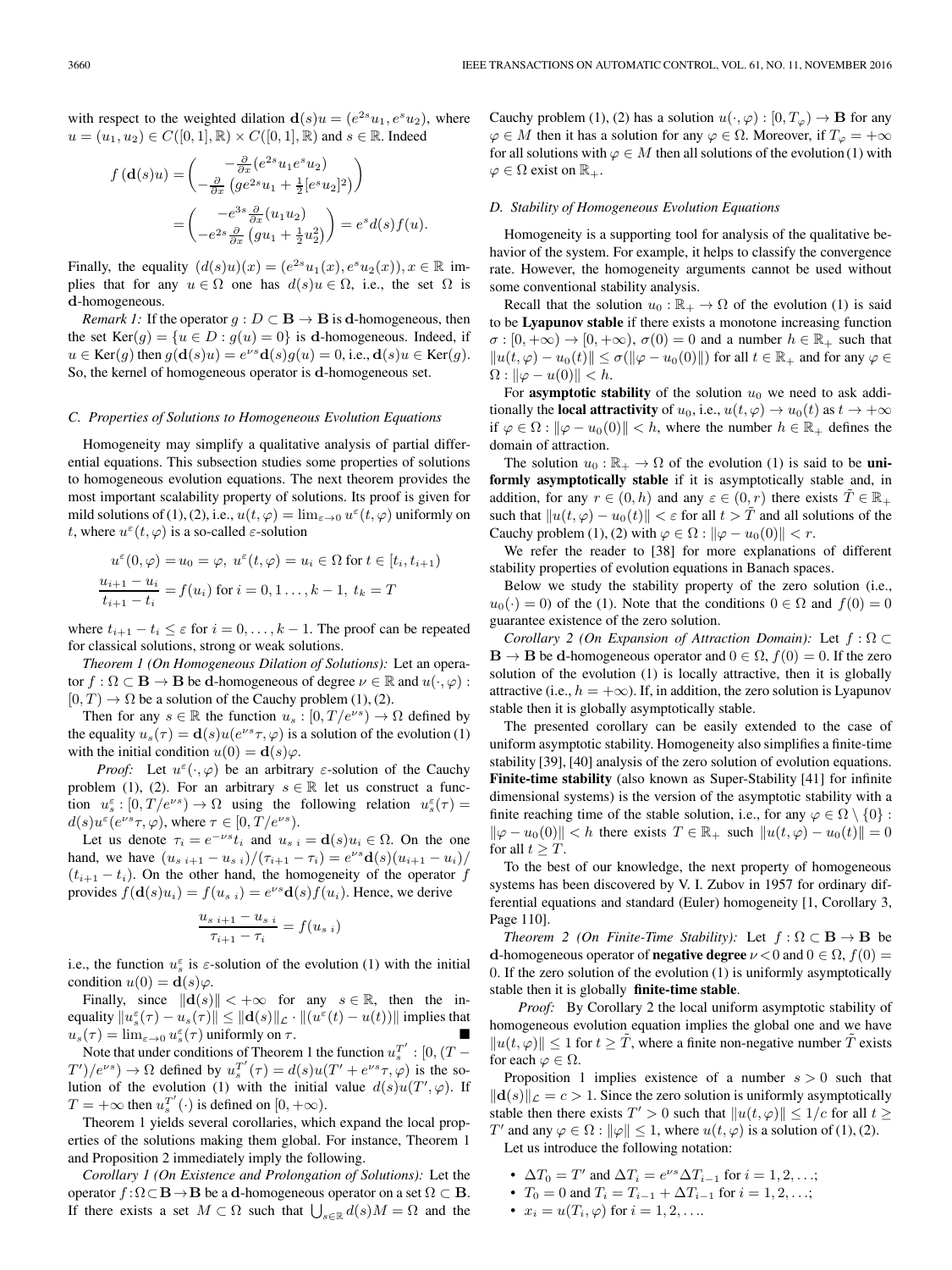with respect to the weighted dilation $\mathbf{d}(s)u = (e^{2s}u_1, e^s u_2)$, where $u = (u_1, u_2) \in C([0,1], \mathbb{R}) \times C([0,1], \mathbb{R})$ and $s \in \mathbb{R}$. Indeed

$$f(\mathbf{d}(s)u) = \begin{pmatrix} -\frac{\partial}{\partial x}(e^{2s}u_1 e^s u_2) \\ -\frac{\partial}{\partial x}\left(ge^{2s}u_1 + \frac{1}{2}[e^s u_2]^2\right) \end{pmatrix}$$

$$= \begin{pmatrix} -e^{3s}\frac{\partial}{\partial x}(u_1 u_2) \\ -e^{2s}\frac{\partial}{\partial x}\left(gu_1 + \frac{1}{2}u_2^2\right) \end{pmatrix} = e^s d(s) f(u).$$

Finally, the equality $(d(s)u)(x) = (e^{2s}u_1(x), e^s u_2(x)), x \in \mathbb{R}$ implies that for any $u \in \Omega$ one has $d(s)u \in \Omega$, i.e., the set $\Omega$ is $\mathbf{d}$-homogeneous.

*Remark 1:* If the operator $g : D \subset \mathbf{B} \to \mathbf{B}$ is $\mathbf{d}$-homogeneous, then the set $\mathrm{Ker}(g) = \{u \in D : g(u) = 0\}$ is $\mathbf{d}$-homogeneous. Indeed, if $u \in \mathrm{Ker}(g)$ then $g(\mathbf{d}(s)u) = e^{\nu s}\mathbf{d}(s)g(u) = 0$, i.e., $\mathbf{d}(s)u \in \mathrm{Ker}(g)$. So, the kernel of homogeneous operator is $\mathbf{d}$-homogeneous set.

### C. Properties of Solutions to Homogeneous Evolution Equations

Homogeneity may simplify a qualitative analysis of partial differential equations. This subsection studies some properties of solutions to homogeneous evolution equations. The next theorem provides the most important scalability property of solutions. Its proof is given for mild solutions of (1), (2), i.e., $u(t, \varphi) = \lim_{\varepsilon \to 0} u^\varepsilon(t, \varphi)$ uniformly on $t$, where $u^\varepsilon(t, \varphi)$ is a so-called $\varepsilon$-solution

$$u^\varepsilon(0, \varphi) = u_0 = \varphi,\ u^\varepsilon(t, \varphi) = u_i \in \Omega \text{ for } t \in [t_i, t_{i+1})$$

$$\frac{u_{i+1} - u_i}{t_{i+1} - t_i} = f(u_i) \text{ for } i = 0, 1 \ldots, k-1,\ t_k = T$$

where $t_{i+1} - t_i \leq \varepsilon$ for $i = 0, \ldots, k-1$. The proof can be repeated for classical solutions, strong or weak solutions.

*Theorem 1 (On Homogeneous Dilation of Solutions):* Let an operator $f : \Omega \subset \mathbf{B} \to \mathbf{B}$ be $\mathbf{d}$-homogeneous of degree $\nu \in \mathbb{R}$ and $u(\cdot, \varphi) : [0, T) \to \Omega$ be a solution of the Cauchy problem (1), (2).

Then for any $s \in \mathbb{R}$ the function $u_s : [0, T/e^{\nu s}) \to \Omega$ defined by the equality $u_s(\tau) = \mathbf{d}(s)u(e^{\nu s}\tau, \varphi)$ is a solution of the evolution (1) with the initial condition $u(0) = \mathbf{d}(s)\varphi$.

*Proof:* Let $u^\varepsilon(\cdot, \varphi)$ be an arbitrary $\varepsilon$-solution of the Cauchy problem (1), (2). For an arbitrary $s \in \mathbb{R}$ let us construct a function $u_s^\varepsilon : [0, T/e^{\nu s}) \to \Omega$ using the following relation $u_s^\varepsilon(\tau) = d(s)u^\varepsilon(e^{\nu s}\tau, \varphi)$, where $\tau \in [0, T/e^{\nu s})$.

Let us denote $\tau_i = e^{-\nu s}t_i$ and $u_{s\ i} = \mathbf{d}(s)u_i \in \Omega$. On the one hand, we have $(u_{s\ i+1} - u_{s\ i})/(\tau_{i+1} - \tau_i) = e^{\nu s}\mathbf{d}(s)(u_{i+1} - u_i)/(t_{i+1} - t_i)$. On the other hand, the homogeneity of the operator $f$ provides $f(\mathbf{d}(s)u_i) = f(u_{s\ i}) = e^{\nu s}\mathbf{d}(s)f(u_i)$. Hence, we derive

$$\frac{u_{s\ i+1} - u_{s\ i}}{\tau_{i+1} - \tau_i} = f(u_{s\ i})$$

i.e., the function $u_s^\varepsilon$ is $\varepsilon$-solution of the evolution (1) with the initial condition $u(0) = \mathbf{d}(s)\varphi$.

Finally, since $\|\mathbf{d}(s)\| < +\infty$ for any $s \in \mathbb{R}$, then the inequality $\|u_s^\varepsilon(\tau) - u_s(\tau)\| \leq \|\mathbf{d}(s)\|_{\mathcal{L}} \cdot \|(u^\varepsilon(t) - u(t))\|$ implies that $u_s(\tau) = \lim_{\varepsilon \to 0} u_s^\varepsilon(\tau)$ uniformly on $\tau$. ■

Note that under conditions of Theorem 1 the function $u_s^{T'} : [0, (T - T')/e^{\nu s}) \to \Omega$ defined by $u_s^{T'}(\tau) = d(s)u(T' + e^{\nu s}\tau, \varphi)$ is the solution of the evolution (1) with the initial value $d(s)u(T', \varphi)$. If $T = +\infty$ then $u_s^{T'}(\cdot)$ is defined on $[0, +\infty)$.

Theorem 1 yields several corollaries, which expand the local properties of the solutions making them global. For instance, Theorem 1 and Proposition 2 immediately imply the following.

*Corollary 1 (On Existence and Prolongation of Solutions):* Let the operator $f : \Omega \subset \mathbf{B} \to \mathbf{B}$ be a $\mathbf{d}$-homogeneous operator on a set $\Omega \subset \mathbf{B}$. If there exists a set $M \subset \Omega$ such that $\bigcup_{s \in \mathbb{R}} d(s)M = \Omega$ and the Cauchy problem (1), (2) has a solution $u(\cdot, \varphi) : [0, T_\varphi) \to \mathbf{B}$ for any $\varphi \in M$ then it has a solution for any $\varphi \in \Omega$. Moreover, if $T_\varphi = +\infty$ for all solutions with $\varphi \in M$ then all solutions of the evolution (1) with $\varphi \in \Omega$ exist on $\mathbb{R}_+$.

### D. Stability of Homogeneous Evolution Equations

Homogeneity is a supporting tool for analysis of the qualitative behavior of the system. For example, it helps to classify the convergence rate. However, the homogeneity arguments cannot be used without some conventional stability analysis.

Recall that the solution $u_0 : \mathbb{R}_+ \to \Omega$ of the evolution (1) is said to be **Lyapunov stable** if there exists a monotone increasing function $\sigma : [0, +\infty) \to [0, +\infty)$, $\sigma(0) = 0$ and a number $h \in \mathbb{R}_+$ such that $\|u(t, \varphi) - u_0(t)\| \leq \sigma(\|\varphi - u_0(0)\|)$ for all $t \in \mathbb{R}_+$ and for any $\varphi \in \Omega : \|\varphi - u(0)\| < h$.

For **asymptotic stability** of the solution $u_0$ we need to ask additionally the **local attractivity** of $u_0$, i.e., $u(t, \varphi) \to u_0(t)$ as $t \to +\infty$ if $\varphi \in \Omega : \|\varphi - u_0(0)\| < h$, where the number $h \in \mathbb{R}_+$ defines the domain of attraction.

The solution $u_0 : \mathbb{R}_+ \to \Omega$ of the evolution (1) is said to be **uniformly asymptotically stable** if it is asymptotically stable and, in addition, for any $r \in (0, h)$ and any $\varepsilon \in (0, r)$ there exists $\tilde{T} \in \mathbb{R}_+$ such that $\|u(t, \varphi) - u_0(t)\| < \varepsilon$ for all $t > \tilde{T}$ and all solutions of the Cauchy problem (1), (2) with $\varphi \in \Omega : \|\varphi - u_0(0)\| < r$.

We refer the reader to [38] for more explanations of different stability properties of evolution equations in Banach spaces.

Below we study the stability property of the zero solution (i.e., $u_0(\cdot) = 0$) of the (1). Note that the conditions $0 \in \Omega$ and $f(0) = 0$ guarantee existence of the zero solution.

*Corollary 2 (On Expansion of Attraction Domain):* Let $f : \Omega \subset \mathbf{B} \to \mathbf{B}$ be $\mathbf{d}$-homogeneous operator and $0 \in \Omega$, $f(0) = 0$. If the zero solution of the evolution (1) is locally attractive, then it is globally attractive (i.e., $h = +\infty$). If, in addition, the zero solution is Lyapunov stable then it is globally asymptotically stable.

The presented corollary can be easily extended to the case of uniform asymptotic stability. Homogeneity also simplifies a finite-time stability [39], [40] analysis of the zero solution of evolution equations. **Finite-time stability** (also known as Super-Stability [41] for infinite dimensional systems) is the version of the asymptotic stability with a finite reaching time of the stable solution, i.e., for any $\varphi \in \Omega \setminus \{0\} : \|\varphi - u_0(0)\| < h$ there exists $T \in \mathbb{R}_+$ such $\|u(t, \varphi) - u_0(t)\| = 0$ for all $t \geq T$.

To the best of our knowledge, the next property of homogeneous systems has been discovered by V. I. Zubov in 1957 for ordinary differential equations and standard (Euler) homogeneity [1, Corollary 3, Page 110].

*Theorem 2 (On Finite-Time Stability):* Let $f : \Omega \subset \mathbf{B} \to \mathbf{B}$ be $\mathbf{d}$-homogeneous operator of **negative degree** $\nu < 0$ and $0 \in \Omega$, $f(0) = 0$. If the zero solution of the evolution (1) is uniformly asymptotically stable then it is globally **finite-time stable**.

*Proof:* By Corollary 2 the local uniform asymptotic stability of homogeneous evolution equation implies the global one and we have $\|u(t, \varphi)\| \leq 1$ for $t \geq \tilde{T}$, where a finite non-negative number $\tilde{T}$ exists for each $\varphi \in \Omega$.

Proposition 1 implies existence of a number $s > 0$ such that $\|\mathbf{d}(s)\|_{\mathcal{L}} = c > 1$. Since the zero solution is uniformly asymptotically stable then there exists $T' > 0$ such that $\|u(t, \varphi)\| \leq 1/c$ for all $t \geq T'$ and any $\varphi \in \Omega : \|\varphi\| \leq 1$, where $u(t, \varphi)$ is a solution of (1), (2).

Let us introduce the following notation:

- $\Delta T_0 = T'$ and $\Delta T_i = e^{\nu s}\Delta T_{i-1}$ for $i = 1, 2, \ldots$;
- $T_0 = 0$ and $T_i = T_{i-1} + \Delta T_{i-1}$ for $i = 1, 2, \ldots$;
- $x_i = u(T_i, \varphi)$ for $i = 1, 2, \ldots$.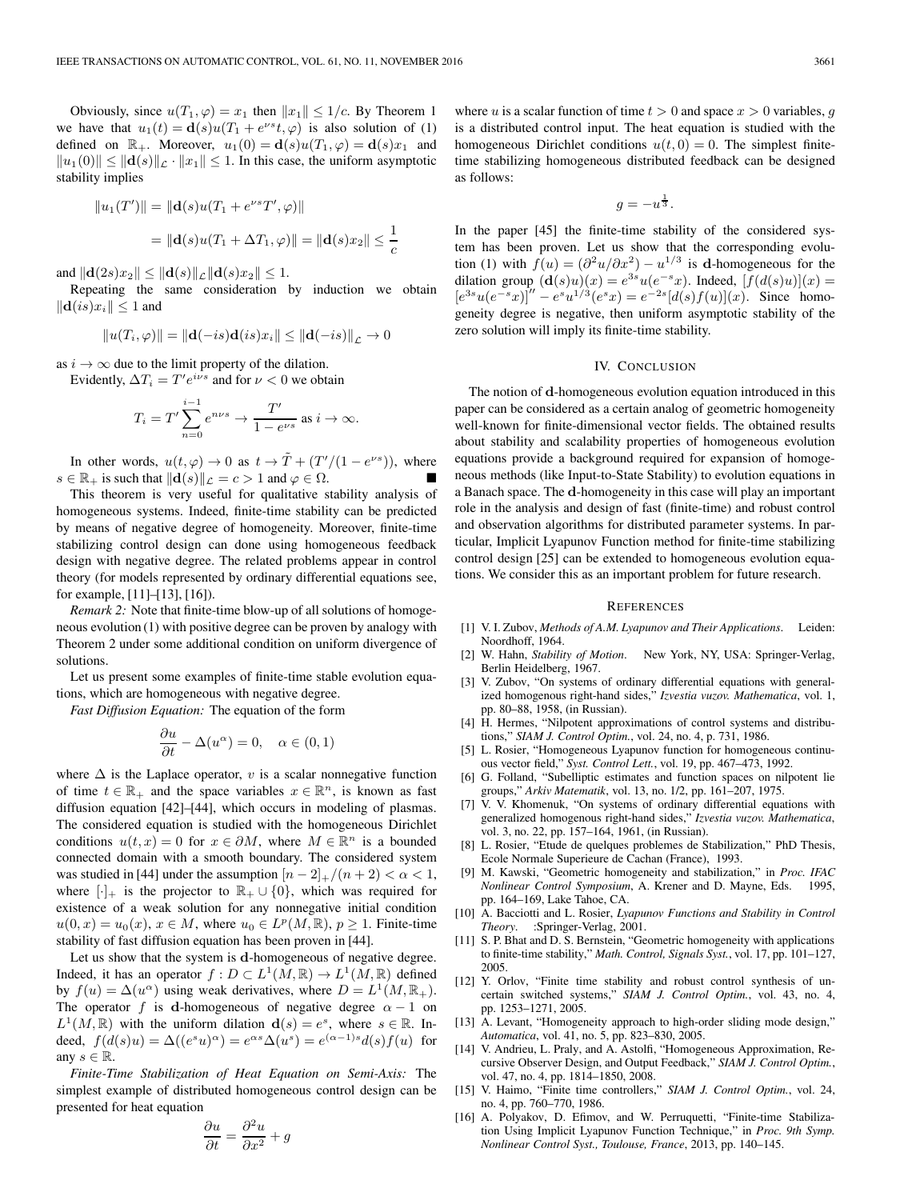Obviously, since $u(T_1, \varphi) = x_1$ then $\|x_1\| \leq 1/c$. By Theorem 1 we have that $u_1(t) = \mathbf{d}(s)u(T_1 + e^{\nu s}t, \varphi)$ is also solution of (1) defined on $\mathbb{R}_+$. Moreover, $u_1(0) = \mathbf{d}(s)u(T_1, \varphi) = \mathbf{d}(s)x_1$ and $\|u_1(0)\| \leq \|\mathbf{d}(s)\|_{\mathcal{L}} \cdot \|x_1\| \leq 1$. In this case, the uniform asymptotic stability implies

$$\|u_1(T')\| = \|\mathbf{d}(s)u(T_1 + e^{\nu s}T', \varphi)\|$$
$$= \|\mathbf{d}(s)u(T_1 + \Delta T_1, \varphi)\| = \|\mathbf{d}(s)x_2\| \leq \frac{1}{c}$$

and $\|\mathbf{d}(2s)x_2\| \leq \|\mathbf{d}(s)\|_{\mathcal{L}}\|\mathbf{d}(s)x_2\| \leq 1$.

Repeating the same consideration by induction we obtain $\|\mathbf{d}(is)x_i\| \leq 1$ and

$$\|u(T_i, \varphi)\| = \|\mathbf{d}(-is)\mathbf{d}(is)x_i\| \leq \|\mathbf{d}(-is)\|_{\mathcal{L}} \to 0$$

as $i \to \infty$ due to the limit property of the dilation.

Evidently, $\Delta T_i = T' e^{i\nu s}$ and for $\nu < 0$ we obtain

$$T_i = T' \sum_{n=0}^{i-1} e^{n\nu s} \to \frac{T'}{1 - e^{\nu s}} \text{ as } i \to \infty.$$

In other words, $u(t, \varphi) \to 0$ as $t \to \tilde{T} + (T'/(1 - e^{\nu s}))$, where $s \in \mathbb{R}_+$ is such that $\|\mathbf{d}(s)\|_{\mathcal{L}} = c > 1$ and $\varphi \in \Omega$. ■

This theorem is very useful for qualitative stability analysis of homogeneous systems. Indeed, finite-time stability can be predicted by means of negative degree of homogeneity. Moreover, finite-time stabilizing control design can done using homogeneous feedback design with negative degree. The related problems appear in control theory (for models represented by ordinary differential equations see, for example, [11]–[13], [16]).

*Remark 2:* Note that finite-time blow-up of all solutions of homogeneous evolution (1) with positive degree can be proven by analogy with Theorem 2 under some additional condition on uniform divergence of solutions.

Let us present some examples of finite-time stable evolution equations, which are homogeneous with negative degree.

*Fast Diffusion Equation:* The equation of the form

$$\frac{\partial u}{\partial t} - \Delta(u^\alpha) = 0, \quad \alpha \in (0, 1)$$

where $\Delta$ is the Laplace operator, $v$ is a scalar nonnegative function of time $t \in \mathbb{R}_+$ and the space variables $x \in \mathbb{R}^n$, is known as fast diffusion equation [42]–[44], which occurs in modeling of plasmas. The considered equation is studied with the homogeneous Dirichlet conditions $u(t, x) = 0$ for $x \in \partial M$, where $M \in \mathbb{R}^n$ is a bounded connected domain with a smooth boundary. The considered system was studied in [44] under the assumption $[n - 2]_+/(n + 2) < \alpha < 1$, where $[\cdot]_+$ is the projector to $\mathbb{R}_+ \cup \{0\}$, which was required for existence of a weak solution for any nonnegative initial condition $u(0, x) = u_0(x)$, $x \in M$, where $u_0 \in L^p(M, \mathbb{R})$, $p \geq 1$. Finite-time stability of fast diffusion equation has been proven in [44].

Let us show that the system is $\mathbf{d}$-homogeneous of negative degree. Indeed, it has an operator $f : D \subset L^1(M, \mathbb{R}) \to L^1(M, \mathbb{R})$ defined by $f(u) = \Delta(u^\alpha)$ using weak derivatives, where $D = L^1(M, \mathbb{R}_+)$. The operator $f$ is $\mathbf{d}$-homogeneous of negative degree $\alpha - 1$ on $L^1(M, \mathbb{R})$ with the uniform dilation $\mathbf{d}(s) = e^s$, where $s \in \mathbb{R}$. Indeed, $f(d(s)u) = \Delta((e^s u)^\alpha) = e^{\alpha s}\Delta(u^s) = e^{(\alpha-1)s}d(s)f(u)$ for any $s \in \mathbb{R}$.

*Finite-Time Stabilization of Heat Equation on Semi-Axis:* The simplest example of distributed homogeneous control design can be presented for heat equation

$$\frac{\partial u}{\partial t} = \frac{\partial^2 u}{\partial x^2} + g$$

where $u$ is a scalar function of time $t > 0$ and space $x > 0$ variables, $g$ is a distributed control input. The heat equation is studied with the homogeneous Dirichlet conditions $u(t, 0) = 0$. The simplest finite-time stabilizing homogeneous distributed feedback can be designed as follows:

$$g = -u^{\frac{1}{3}}.$$

In the paper [45] the finite-time stability of the considered system has been proven. Let us show that the corresponding evolution (1) with $f(u) = (\partial^2 u/\partial x^2) - u^{1/3}$ is $\mathbf{d}$-homogeneous for the dilation group $(\mathbf{d}(s)u)(x) = e^{3s}u(e^{-s}x)$. Indeed, $[f(d(s)u)](x) = [e^{3s}u(e^{-s}x)]'' - e^s u^{1/3}(e^s x) = e^{-2s}[d(s)f(u)](x)$. Since homogeneity degree is negative, then uniform asymptotic stability of the zero solution will imply its finite-time stability.

## IV. Conclusion

The notion of $\mathbf{d}$-homogeneous evolution equation introduced in this paper can be considered as a certain analog of geometric homogeneity well-known for finite-dimensional vector fields. The obtained results about stability and scalability properties of homogeneous evolution equations provide a background required for expansion of homogeneous methods (like Input-to-State Stability) to evolution equations in a Banach space. The $\mathbf{d}$-homogeneity in this case will play an important role in the analysis and design of fast (finite-time) and robust control and observation algorithms for distributed parameter systems. In particular, Implicit Lyapunov Function method for finite-time stabilizing control design [25] can be extended to homogeneous evolution equations. We consider this as an important problem for future research.

## References

[1] V. I. Zubov, *Methods of A.M. Lyapunov and Their Applications*. Leiden: Noordhoff, 1964.

[2] W. Hahn, *Stability of Motion*. New York, NY, USA: Springer-Verlag, Berlin Heidelberg, 1967.

[3] V. Zubov, "On systems of ordinary differential equations with generalized homogenous right-hand sides," *Izvestia vuzov. Mathematica*, vol. 1, pp. 80–88, 1958, (in Russian).

[4] H. Hermes, "Nilpotent approximations of control systems and distributions," *SIAM J. Control Optim.*, vol. 24, no. 4, p. 731, 1986.

[5] L. Rosier, "Homogeneous Lyapunov function for homogeneous continuous vector field," *Syst. Control Lett.*, vol. 19, pp. 467–473, 1992.

[6] G. Folland, "Subelliptic estimates and function spaces on nilpotent lie groups," *Arkiv Matematik*, vol. 13, no. 1/2, pp. 161–207, 1975.

[7] V. V. Khomenuk, "On systems of ordinary differential equations with generalized homogenous right-hand sides," *Izvestia vuzov. Mathematica*, vol. 3, no. 22, pp. 157–164, 1961, (in Russian).

[8] L. Rosier, "Etude de quelques problemes de Stabilization," PhD Thesis, Ecole Normale Superieure de Cachan (France), 1993.

[9] M. Kawski, "Geometric homogeneity and stabilization," in *Proc. IFAC Nonlinear Control Symposium*, A. Krener and D. Mayne, Eds. 1995, pp. 164–169, Lake Tahoe, CA.

[10] A. Bacciotti and L. Rosier, *Lyapunov Functions and Stability in Control Theory*. :Springer-Verlag, 2001.

[11] S. P. Bhat and D. S. Bernstein, "Geometric homogeneity with applications to finite-time stability," *Math. Control, Signals Syst.*, vol. 17, pp. 101–127, 2005.

[12] Y. Orlov, "Finite time stability and robust control synthesis of uncertain switched systems," *SIAM J. Control Optim.*, vol. 43, no. 4, pp. 1253–1271, 2005.

[13] A. Levant, "Homogeneity approach to high-order sliding mode design," *Automatica*, vol. 41, no. 5, pp. 823–830, 2005.

[14] V. Andrieu, L. Praly, and A. Astolfi, "Homogeneous Approximation, Recursive Observer Design, and Output Feedback," *SIAM J. Control Optim.*, vol. 47, no. 4, pp. 1814–1850, 2008.

[15] V. Haimo, "Finite time controllers," *SIAM J. Control Optim.*, vol. 24, no. 4, pp. 760–770, 1986.

[16] A. Polyakov, D. Efimov, and W. Perruquetti, "Finite-time Stabilization Using Implicit Lyapunov Function Technique," in *Proc. 9th Symp. Nonlinear Control Syst., Toulouse, France*, 2013, pp. 140–145.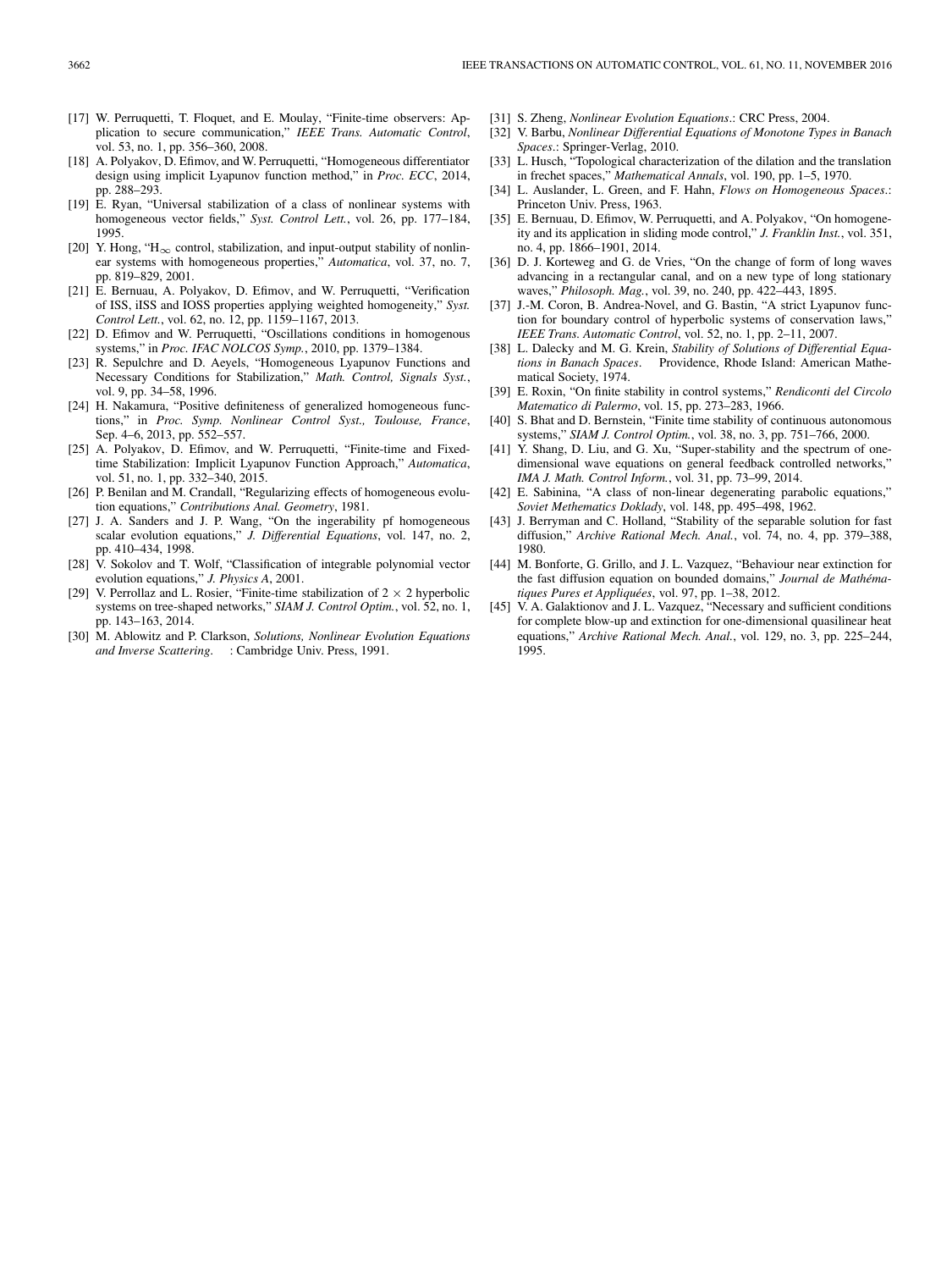[17] W. Perruquetti, T. Floquet, and E. Moulay, "Finite-time observers: Application to secure communication," *IEEE Trans. Automatic Control*, vol. 53, no. 1, pp. 356–360, 2008.

[18] A. Polyakov, D. Efimov, and W. Perruquetti, "Homogeneous differentiator design using implicit Lyapunov function method," in *Proc. ECC*, 2014, pp. 288–293.

[19] E. Ryan, "Universal stabilization of a class of nonlinear systems with homogeneous vector fields," *Syst. Control Lett.*, vol. 26, pp. 177–184, 1995.

[20] Y. Hong, "$H_\infty$ control, stabilization, and input-output stability of nonlinear systems with homogeneous properties," *Automatica*, vol. 37, no. 7, pp. 819–829, 2001.

[21] E. Bernuau, A. Polyakov, D. Efimov, and W. Perruquetti, "Verification of ISS, iISS and IOSS properties applying weighted homogeneity," *Syst. Control Lett.*, vol. 62, no. 12, pp. 1159–1167, 2013.

[22] D. Efimov and W. Perruquetti, "Oscillations conditions in homogenous systems," in *Proc. IFAC NOLCOS Symp.*, 2010, pp. 1379–1384.

[23] R. Sepulchre and D. Aeyels, "Homogeneous Lyapunov Functions and Necessary Conditions for Stabilization," *Math. Control, Signals Syst.*, vol. 9, pp. 34–58, 1996.

[24] H. Nakamura, "Positive definiteness of generalized homogeneous functions," in *Proc. Symp. Nonlinear Control Syst., Toulouse, France*, Sep. 4–6, 2013, pp. 552–557.

[25] A. Polyakov, D. Efimov, and W. Perruquetti, "Finite-time and Fixed-time Stabilization: Implicit Lyapunov Function Approach," *Automatica*, vol. 51, no. 1, pp. 332–340, 2015.

[26] P. Benilan and M. Crandall, "Regularizing effects of homogeneous evolution equations," *Contributions Anal. Geometry*, 1981.

[27] J. A. Sanders and J. P. Wang, "On the ingerability pf homogeneous scalar evolution equations," *J. Differential Equations*, vol. 147, no. 2, pp. 410–434, 1998.

[28] V. Sokolov and T. Wolf, "Classification of integrable polynomial vector evolution equations," *J. Physics A*, 2001.

[29] V. Perrollaz and L. Rosier, "Finite-time stabilization of $2 \times 2$ hyperbolic systems on tree-shaped networks," *SIAM J. Control Optim.*, vol. 52, no. 1, pp. 143–163, 2014.

[30] M. Ablowitz and P. Clarkson, *Solutions, Nonlinear Evolution Equations and Inverse Scattering*. : Cambridge Univ. Press, 1991.

[31] S. Zheng, *Nonlinear Evolution Equations*.: CRC Press, 2004.

[32] V. Barbu, *Nonlinear Differential Equations of Monotone Types in Banach Spaces*.: Springer-Verlag, 2010.

[33] L. Husch, "Topological characterization of the dilation and the translation in frechet spaces," *Mathematical Annals*, vol. 190, pp. 1–5, 1970.

[34] L. Auslander, L. Green, and F. Hahn, *Flows on Homogeneous Spaces*.: Princeton Univ. Press, 1963.

[35] E. Bernuau, D. Efimov, W. Perruquetti, and A. Polyakov, "On homogeneity and its application in sliding mode control," *J. Franklin Inst.*, vol. 351, no. 4, pp. 1866–1901, 2014.

[36] D. J. Korteweg and G. de Vries, "On the change of form of long waves advancing in a rectangular canal, and on a new type of long stationary waves," *Philosoph. Mag.*, vol. 39, no. 240, pp. 422–443, 1895.

[37] J.-M. Coron, B. Andrea-Novel, and G. Bastin, "A strict Lyapunov function for boundary control of hyperbolic systems of conservation laws," *IEEE Trans. Automatic Control*, vol. 52, no. 1, pp. 2–11, 2007.

[38] L. Dalecky and M. G. Krein, *Stability of Solutions of Differential Equations in Banach Spaces*. Providence, Rhode Island: American Mathematical Society, 1974.

[39] E. Roxin, "On finite stability in control systems," *Rendiconti del Circolo Matematico di Palermo*, vol. 15, pp. 273–283, 1966.

[40] S. Bhat and D. Bernstein, "Finite time stability of continuous autonomous systems," *SIAM J. Control Optim.*, vol. 38, no. 3, pp. 751–766, 2000.

[41] Y. Shang, D. Liu, and G. Xu, "Super-stability and the spectrum of one-dimensional wave equations on general feedback controlled networks," *IMA J. Math. Control Inform.*, vol. 31, pp. 73–99, 2014.

[42] E. Sabinina, "A class of non-linear degenerating parabolic equations," *Soviet Methematics Doklady*, vol. 148, pp. 495–498, 1962.

[43] J. Berryman and C. Holland, "Stability of the separable solution for fast diffusion," *Archive Rational Mech. Anal.*, vol. 74, no. 4, pp. 379–388, 1980.

[44] M. Bonforte, G. Grillo, and J. L. Vazquez, "Behaviour near extinction for the fast diffusion equation on bounded domains," *Journal de Mathématiques Pures et Appliquées*, vol. 97, pp. 1–38, 2012.

[45] V. A. Galaktionov and J. L. Vazquez, "Necessary and sufficient conditions for complete blow-up and extinction for one-dimensional quasilinear heat equations," *Archive Rational Mech. Anal.*, vol. 129, no. 3, pp. 225–244, 1995.